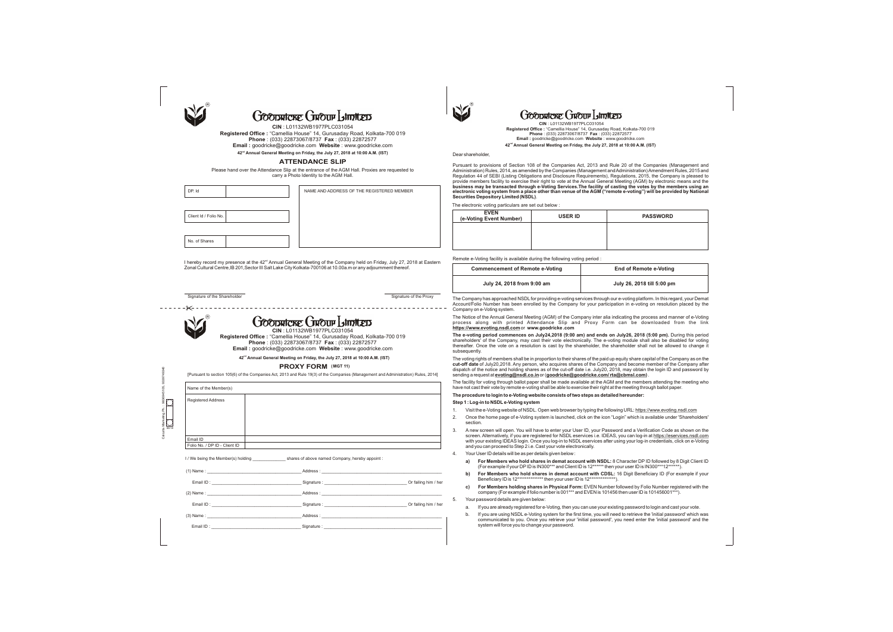# GOODRICKE GROUP LIMITED

**CIN** : L01132WB1977PLC031054

**Registered Office :** "Camellia House" 14, Gurusaday Road, Kolkata-700 019

**Phone** : (033) 22873067/8737 **Fax** : (033) 22872577

**Email :** goodricke@goodricke.com **Website** : www.goodricke.com

**42nd Annual General Meeting on Friday, the July 27, 2018 at 10:00 A.M. (IST)**

## ATTENDANCE SLIP

Please hand over the Attendance Slip at the entrance of the AGM Hall. Proxies are requested to carry a Photo Identity to the AGM Hall.

| DP. Id | | NAME AND ADDRESS OF THE REGISTERED MEMBER |
|---|---|---|
| Client Id / Folio No. | | |
| No. of Shares | | |

I hereby record my presence at the 42nd Annual General Meeting of the Company held on Friday, July 27, 2018 at Eastern Zonal Cultural Centre,IB 201,Sector III Salt Lake City Kolkata-700106 at 10.00a.m or any adjournment thereof.

Signature of the Shareholder

Signature of the Proxy

---

# GOODRICKE GROUP LIMITED

**CIN** : L01132WB1977PLC031054

**Registered Office :** "Camellia House" 14, Gurusaday Road, Kolkata-700 019

**Phone** : (033) 22873067/8737 **Fax** : (033) 22872577

**Email :** goodricke@goodricke.com **Website** : www.goodricke.com

**42nd Annual General Meeting on Friday, the July 27, 2018 at 10:00 A.M. (IST)**

## PROXY FORM (MGT 11)

[Pursuant to section 105(6) of the Companies Act, 2013 and Rule 19(3) of the Companies (Management and Administration) Rules, 2014]

| Name of the Member(s) | |
|---|---|
| Registered Address | |
| Email ID | |
| Folio No. / DP ID - Client ID | |

I / We being the Member(s) holding ______________ shares of above named Company, hereby appoint :

(1) Name : ______________________ Address : ______________________

Email ID : ______________________ Signature : ______________________ Or failing him / her

(2) Name : ______________________ Address : ______________________

Email ID : ______________________ Signature : ______________________ Or failing him / her

(3) Name : ______________________ Address : ______________________

Email ID : ______________________ Signature : ______________________

---

# GOODRICKE GROUP LIMITED

**CIN** : L01132WB1977PLC031054

**Registered Office :** "Camellia House" 14, Gurusaday Road, Kolkata-700 019

**Phone** : (033) 22873067/8737 **Fax** : (033) 22872577

**Email :** goodricke@goodricke.com **Website** : www.goodricke.com

**42nd Annual General Meeting on Friday, the July 27, 2018 at 10:00 A.M. (IST)**

Dear shareholder,

Pursuant to provisions of Section 108 of the Companies Act, 2013 and Rule 20 of the Companies (Management and Administration) Rules, 2014, as amended by the Companies (Management and Administration) Amendment Rules, 2015 and Regulation 44 of SEBI (Listing Obligations and Disclosure Requirements), Regulations, 2015, the Company is pleased to provide members facility to exercise their right to vote at the Annual General Meeting (AGM) by electronic means and the **business may be transacted through e-Voting Services.The facility of casting the votes by the members using an electronic voting system from a place other than venue of the AGM ("remote e-voting") will be provided by National Securities Depository Limited (NSDL).**

The electronic voting particulars are set out below :

| EVEN (e-Voting Event Number) | USER ID | PASSWORD |
|---|---|---|
| | | |

Remote e-Voting facility is available during the following voting period :

| Commencement of Remote e-Voting | End of Remote e-Voting |
|---|---|
| July 24, 2018 from 9:00 am | July 26, 2018 till 5:00 pm |

The Company has approached NSDL for providing e-voting services through our e-voting platform. In this regard, your Demat Account/Folio Number has been enrolled by the Company for your participation in e-voting on resolution placed by the Company on e-Voting system.

The Notice of the Annual General Meeting (AGM) of the Company inter alia indicating the process and manner of e-Voting process along with printed Attendance Slip and Proxy Form can be downloaded from the link **https://www.evoting.nsdl.com** or **www.goodricke .com**

**The e-voting period commences on July24,2018 (9:00 am) and ends on July26, 2018 (5:00 pm).** During this period shareholders' of the Company, may cast their vote electronically. The e-voting module shall also be disabled for voting thereafter. Once the vote on a resolution is cast by the shareholder, the shareholder shall not be allowed to change it subsequently.

The voting rights of members shall be in proportion to their shares of the paid up equity share capital of the Company as on the **cut-off date** of July20,2018. Any person, who acquires shares of the Company and become member of the Company after dispatch of the notice and holding shares as of the cut-off date i.e. July20, 2018, may obtain the login ID and password by sending a request at **evoting@nsdl.co.in** or (**goodricke@goodricke.com/ rta@cbmsl.com**) .

The facility for voting through ballot paper shall be made available at the AGM and the members attending the meeting who have not cast their vote by remote e-voting shall be able to exercise their right at the meeting through ballot paper.

**The procedure to login to e-Voting website consists of two steps as detailed hereunder:**

**Step 1 : Log-in to NSDL e-Voting system**

1. Visit the e-Voting website of NSDL. Open web browser by typing the following URL: https://www.evoting.nsdl.com
2. Once the home page of e-Voting system is launched, click on the icon "Login" which is available under 'Shareholders' section.
3. A new screen will open. You will have to enter your User ID, your Password and a Verification Code as shown on the screen. Alternatively, if you are registered for NSDL eservices i.e. IDEAS, you can log-in at https://eservices.nsdl.com with your existing IDEAS login. Once you log-in to NSDL eservices after using your log-in credentials, click on e-Voting and you can proceed to Step 2 i.e. Cast your vote electronically.
4. Your User ID details will be as per details given below :
   a) **For Members who hold shares in demat account with NSDL:** 8 Character DP ID followed by 8 Digit Client ID (For example if your DP ID is IN300*** and Client ID is 12****** then your user ID is IN300***12******).
   b) **For Members who hold shares in demat account with CDSL:** 16 Digit Beneficiary ID (For example if your Beneficiary ID is 12************** then your user ID is 12**************).
   c) **For Members holding shares in Physical Form:** EVEN Number followed by Folio Number registered with the company (For example if folio number is 001*** and EVEN is 101456 then user ID is 101456001***).
5. Your password details are given below:
   a. If you are already registered for e-Voting, then you can use your existing password to login and cast your vote.
   b. If you are using NSDL e-Voting system for the first time, you will need to retrieve the 'initial password' which was communicated to you. Once you retrieve your 'initial password', you need enter the 'initial password' and the system will force you to change your password.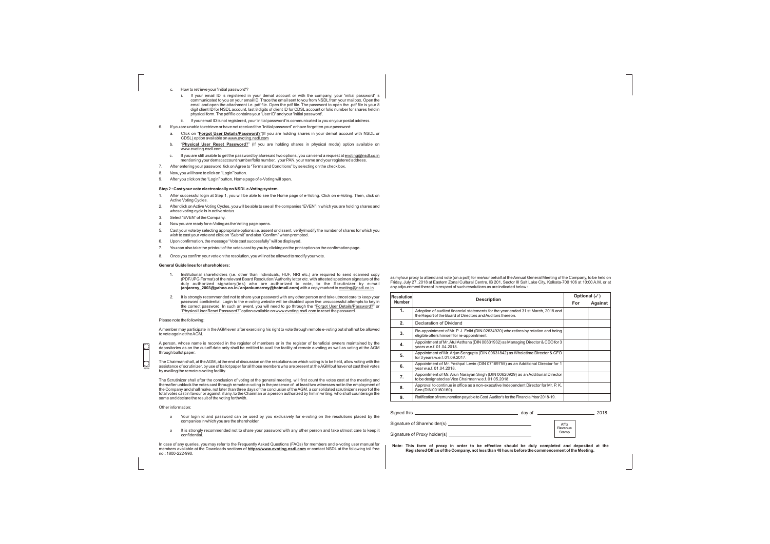c. How to retrieve your 'initial password'?

   i. If your email ID is registered in your demat account or with the company, your 'initial password' is communicated to you on your email ID. Trace the email sent to you from NSDL from your mailbox. Open the email and open the attachment i.e. pdf file. Open the pdf file. The password to open the .pdf file is your 8 digit client ID for NSDL account, last 8 digits of client ID for CDSL account or folio number for shares held in physical form. The pdf file contains your 'User ID' and your 'initial password'.

   ii. If your email ID is not registered, your 'initial password' is communicated to you on your postal address.

6. If you are unable to retrieve or have not received the "Initial password" or have forgotten your password:

   a. Click on "**Forgot User Details/Password**?"(If you are holding shares in your demat account with NSDL or CDSL) option available on www.evoting.nsdl.com

   b. "**Physical User Reset Password**?" (If you are holding shares in physical mode) option available on www.evoting.nsdl.com

   c. If you are still unable to get the password by aforesaid two options, you can send a request at evoting@nsdl.co.in mentioning your demat account number/folio number, your PAN, your name and your registered address.

7. After entering your password, tick on Agree to "Terms and Conditions" by selecting on the check box.

8. Now, you will have to click on "Login" button.

9. After you click on the "Login" button, Home page of e-Voting will open.

**Step 2 : Cast your vote electronically on NSDL e-Voting system.**

1. After successful login at Step 1, you will be able to see the Home page of e-Voting. Click on e-Voting. Then, click on Active Voting Cycles.
2. After click on Active Voting Cycles, you will be able to see all the companies "EVEN" in which you are holding shares and whose voting cycle is in active status.
3. Select "EVEN" of the Company.
4. Now you are ready for e-Voting as the Voting page opens.
5. Cast your vote by selecting appropriate options i.e. assent or dissent, verify/modify the number of shares for which you wish to cast your vote and click on "Submit" and also "Confirm" when prompted.
6. Upon confirmation, the message "Vote cast successfully" will be displayed.
7. You can also take the printout of the votes cast by you by clicking on the print option on the confirmation page.
8. Once you confirm your vote on the resolution, you will not be allowed to modify your vote.

**General Guidelines for shareholders:**

1. Institutional shareholders (i.e. other than individuals, HUF, NRI etc.) are required to send scanned copy (PDF/JPG Format) of the relevant Board Resolution/ Authority letter etc. with attested specimen signature of the duly authorized signatory(ies) who are authorized to vote, to the Scrutinizer by e-mail **(anjanroy_2003@yahoo.co.in / anjankumarroy@hotmail.com)** with a copy marked to evoting@nsdl.co.in

2. It is strongly recommended not to share your password with any other person and take utmost care to keep your password confidential. Login to the e-voting website will be disabled upon five unsuccessful attempts to key in the correct password. In such an event, you will need to go through the "Forgot User Details/Password?" or "Physical User Reset Password?" option available on www.evoting.nsdl.com to reset the password.

Please note the following:

A member may participate in the AGM even after exercising his right to vote through remote e-voting but shall not be allowed to vote again at the AGM.

A person, whose name is recorded in the register of members or in the register of beneficial owners maintained by the depositories as on the cut-off date only shall be entitled to avail the facility of remote e-voting as well as voting at the AGM through ballot paper.

The Chairman shall, at the AGM, at the end of discussion on the resolutions on which voting is to be held, allow voting with the assistance of scrutinizer, by use of ballot paper for all those members who are present at the AGM but have not cast their votes by availing the remote e-voting facility.

The Scrutinizer shall after the conclusion of voting at the general meeting, will first count the votes cast at the meeting and thereafter unblock the votes cast through remote e-voting in the presence of at least two witnesses not in the employment of the Company and shall make, not later than three days of the conclusion of the AGM, a consolidated scrutinizer's report of the total votes cast in favour or against, if any, to the Chairman or a person authorized by him in writing, who shall countersign the same and declare the result of the voting forthwith.

Other information:

- Your login id and password can be used by you exclusively for e-voting on the resolutions placed by the companies in which you are the shareholder.
- It is strongly recommended not to share your password with any other person and take utmost care to keep it confidential.

In case of any queries, you may refer to the Frequently Asked Questions (FAQs) for members and e-voting user manual for members available at the Downloads sections of **https://www.evoting.nsdl.com** or contact NSDL at the following toll free no.: 1800-222-990.

as my/our proxy to attend and vote (on a poll) for me/our behalf at the Annual General Meeting of the Company, to be held on Friday, July 27, 2018 at Eastern Zonal Cultural Centre, IB 201, Sector III Salt Lake City, Kolkata-700 106 at 10:00 A.M. or at any adjournment thereof in respect of such resolutions as are indicated below :

| Resolution Number | Description | Optional (✓) | |
|---|---|---|---|
| | | For | Against |
| 1. | Adoption of audited financial statements for the year ended 31 st March, 2018 and the Report of the Board of Directors and Auditors thereon. | | |
| 2. | Declaration of Dividend | | |
| 3. | Re-appointment of Mr. P. J. Feild (DIN 02634920) who retires by rotation and being eligible offers himself for re-appointment. | | |
| 4. | Appointment of Mr. Atul Asthana (DIN 00631932) as Managing Director & CEO for 3 years w.e.f. 01.04.2018. | | |
| 5. | Appointment of Mr. Arjun Sengupta (DIN 00631842) as Wholetime Director & CFO for 3 years w.e.f. 01.09.2017. | | |
| 6. | Appointment of Mr. Yeshpal Levin (DIN 07169755) as an Additional Director for 1 year w.e.f. 01.04.2018. | | |
| 7. | Appointment of Mr. Arun Narayan Singh (DIN 00620929) as an Additional Director to be designated as Vice Chairman w.e.f. 01.05.2018. | | |
| 8. | Approval to continue in office as a non-executive Independent Director for Mr. P. K. Sen (DIN 00160160). | | |
| 9. | Ratification of remuneration payable to Cost Auditor's for the Financial Year 2018-19. | | |

Signed this ______________________ day of ______________________ 2018

Signature of Shareholder(s) ______________________

Signature of Proxy holder(s) ______________________

Affix Revenue Stamp

**Note: This form of proxy in order to be effective should be duly completed and deposited at the Registered Office of the Company, not less than 48 hours before the commencement of the Meeting.**